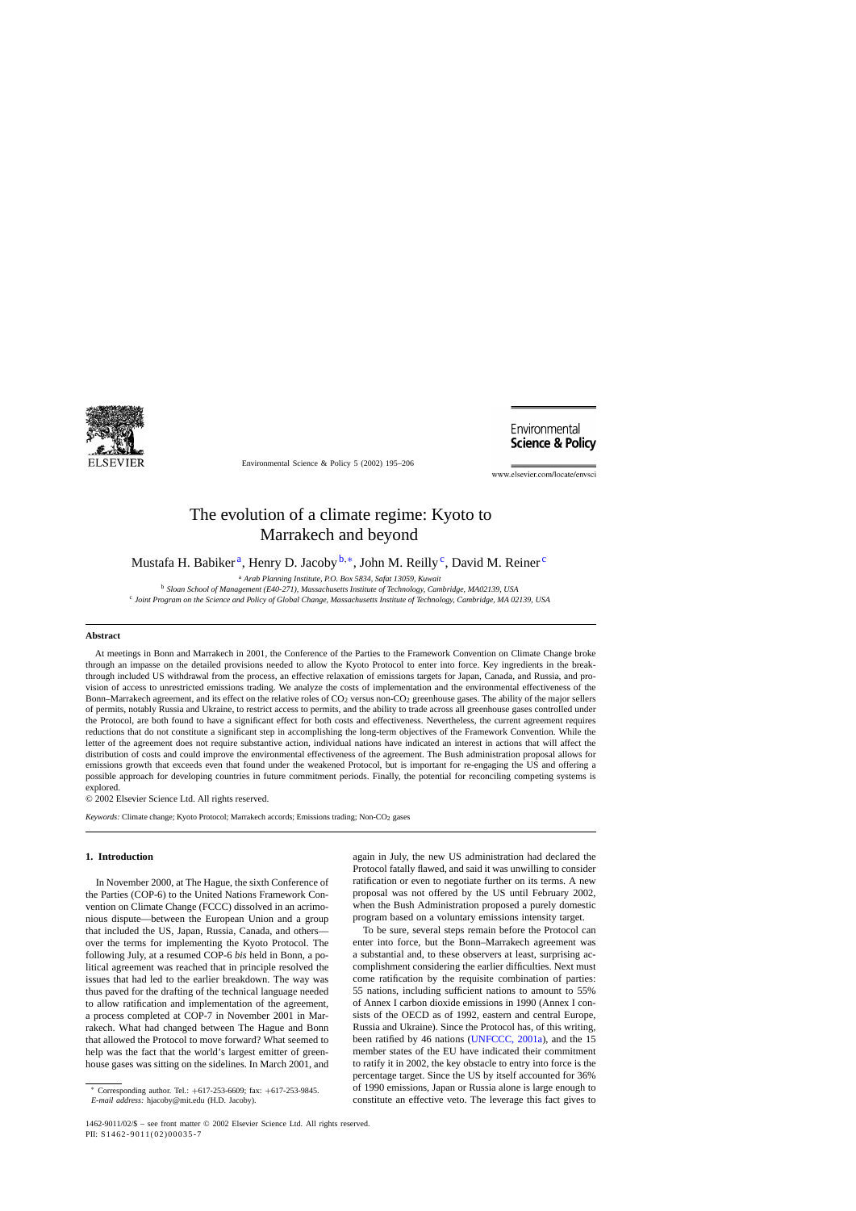# The evolution of a climate regime: Kyoto to Marrakech and beyond

Mustafa H. Babiker[a], Henry D. Jacoby[b,*], John M. Reilly[c], David M. Reiner[c]

[a] *Arab Planning Institute, P.O. Box 5834, Safat 13059, Kuwait*

[b] *Sloan School of Management (E40-271), Massachusetts Institute of Technology, Cambridge, MA02139, USA*

[c] *Joint Program on the Science and Policy of Global Change, Massachusetts Institute of Technology, Cambridge, MA 02139, USA*

## Abstract

At meetings in Bonn and Marrakech in 2001, the Conference of the Parties to the Framework Convention on Climate Change broke through an impasse on the detailed provisions needed to allow the Kyoto Protocol to enter into force. Key ingredients in the breakthrough included US withdrawal from the process, an effective relaxation of emissions targets for Japan, Canada, and Russia, and provision of access to unrestricted emissions trading. We analyze the costs of implementation and the environmental effectiveness of the Bonn–Marrakech agreement, and its effect on the relative roles of $CO_2$ versus non-$CO_2$ greenhouse gases. The ability of the major sellers of permits, notably Russia and Ukraine, to restrict access to permits, and the ability to trade across all greenhouse gases controlled under the Protocol, are both found to have a significant effect for both costs and effectiveness. Nevertheless, the current agreement requires reductions that do not constitute a significant step in accomplishing the long-term objectives of the Framework Convention. While the letter of the agreement does not require substantive action, individual nations have indicated an interest in actions that will affect the distribution of costs and could improve the environmental effectiveness of the agreement. The Bush administration proposal allows for emissions growth that exceeds even that found under the weakened Protocol, but is important for re-engaging the US and offering a possible approach for developing countries in future commitment periods. Finally, the potential for reconciling competing systems is explored.

© 2002 Elsevier Science Ltd. All rights reserved.

*Keywords:* Climate change; Kyoto Protocol; Marrakech accords; Emissions trading; Non-$CO_2$ gases

## 1. Introduction

In November 2000, at The Hague, the sixth Conference of the Parties (COP-6) to the United Nations Framework Convention on Climate Change (FCCC) dissolved in an acrimonious dispute—between the European Union and a group that included the US, Japan, Russia, Canada, and others—over the terms for implementing the Kyoto Protocol. The following July, at a resumed COP-6 *bis* held in Bonn, a political agreement was reached that in principle resolved the issues that had led to the earlier breakdown. The way was thus paved for the drafting of the technical language needed to allow ratification and implementation of the agreement, a process completed at COP-7 in November 2001 in Marrakech. What had changed between The Hague and Bonn that allowed the Protocol to move forward? What seemed to help was the fact that the world's largest emitter of greenhouse gases was sitting on the sidelines. In March 2001, and again in July, the new US administration had declared the Protocol fatally flawed, and said it was unwilling to consider ratification or even to negotiate further on its terms. A new proposal was not offered by the US until February 2002, when the Bush Administration proposed a purely domestic program based on a voluntary emissions intensity target.

To be sure, several steps remain before the Protocol can enter into force, but the Bonn–Marrakech agreement was a substantial and, to these observers at least, surprising accomplishment considering the earlier difficulties. Next must come ratification by the requisite combination of parties: 55 nations, including sufficient nations to amount to 55% of Annex I carbon dioxide emissions in 1990 (Annex I consists of the OECD as of 1992, eastern and central Europe, Russia and Ukraine). Since the Protocol has, of this writing, been ratified by 46 nations (UNFCCC, 2001a), and the 15 member states of the EU have indicated their commitment to ratify it in 2002, the key obstacle to entry into force is the percentage target. Since the US by itself accounted for 36% of 1990 emissions, Japan or Russia alone is large enough to constitute an effective veto. The leverage this fact gives to

* Corresponding author. Tel.: +617-253-6609; fax: +617-253-9845.
*E-mail address:* hjacoby@mit.edu (H.D. Jacoby).

1462-9011/02/$ – see front matter © 2002 Elsevier Science Ltd. All rights reserved.
PII: S1462-9011(02)00035-7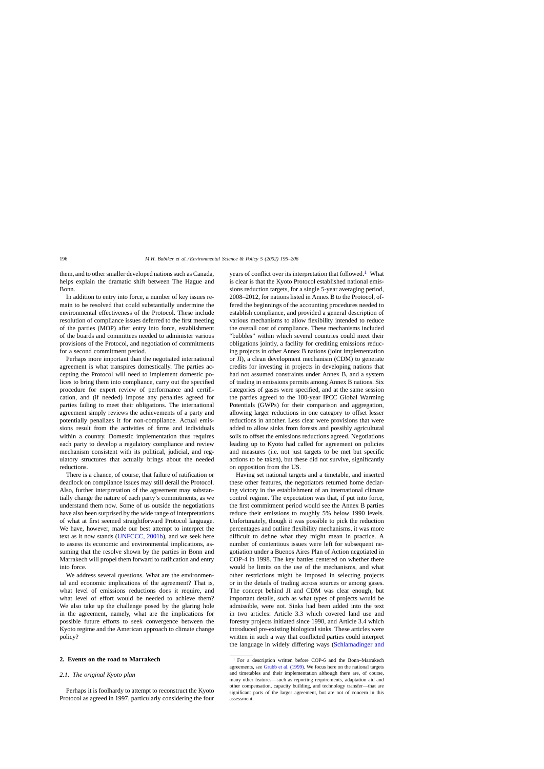them, and to other smaller developed nations such as Canada, helps explain the dramatic shift between The Hague and Bonn.

In addition to entry into force, a number of key issues remain to be resolved that could substantially undermine the environmental effectiveness of the Protocol. These include resolution of compliance issues deferred to the first meeting of the parties (MOP) after entry into force, establishment of the boards and committees needed to administer various provisions of the Protocol, and negotiation of commitments for a second commitment period.

Perhaps more important than the negotiated international agreement is what transpires domestically. The parties accepting the Protocol will need to implement domestic polices to bring them into compliance, carry out the specified procedure for expert review of performance and certification, and (if needed) impose any penalties agreed for parties failing to meet their obligations. The international agreement simply reviews the achievements of a party and potentially penalizes it for non-compliance. Actual emissions result from the activities of firms and individuals within a country. Domestic implementation thus requires each party to develop a regulatory compliance and review mechanism consistent with its political, judicial, and regulatory structures that actually brings about the needed reductions.

There is a chance, of course, that failure of ratification or deadlock on compliance issues may still derail the Protocol. Also, further interpretation of the agreement may substantially change the nature of each party's commitments, as we understand them now. Some of us outside the negotiations have also been surprised by the wide range of interpretations of what at first seemed straightforward Protocol language. We have, however, made our best attempt to interpret the text as it now stands (UNFCCC, 2001b), and we seek here to assess its economic and environmental implications, assuming that the resolve shown by the parties in Bonn and Marrakech will propel them forward to ratification and entry into force.

We address several questions. What are the environmental and economic implications of the agreement? That is, what level of emissions reductions does it require, and what level of effort would be needed to achieve them? We also take up the challenge posed by the glaring hole in the agreement, namely, what are the implications for possible future efforts to seek convergence between the Kyoto regime and the American approach to climate change policy?

## 2. Events on the road to Marrakech

### 2.1. The original Kyoto plan

Perhaps it is foolhardy to attempt to reconstruct the Kyoto Protocol as agreed in 1997, particularly considering the four years of conflict over its interpretation that followed.[1] What is clear is that the Kyoto Protocol established national emissions reduction targets, for a single 5-year averaging period, 2008–2012, for nations listed in Annex B to the Protocol, offered the beginnings of the accounting procedures needed to establish compliance, and provided a general description of various mechanisms to allow flexibility intended to reduce the overall cost of compliance. These mechanisms included "bubbles" within which several countries could meet their obligations jointly, a facility for crediting emissions reducing projects in other Annex B nations (joint implementation or JI), a clean development mechanism (CDM) to generate credits for investing in projects in developing nations that had not assumed constraints under Annex B, and a system of trading in emissions permits among Annex B nations. Six categories of gases were specified, and at the same session the parties agreed to the 100-year IPCC Global Warming Potentials (GWPs) for their comparison and aggregation, allowing larger reductions in one category to offset lesser reductions in another. Less clear were provisions that were added to allow sinks from forests and possibly agricultural soils to offset the emissions reductions agreed. Negotiations leading up to Kyoto had called for agreement on policies and measures (i.e. not just targets to be met but specific actions to be taken), but these did not survive, significantly on opposition from the US.

Having set national targets and a timetable, and inserted these other features, the negotiators returned home declaring victory in the establishment of an international climate control regime. The expectation was that, if put into force, the first commitment period would see the Annex B parties reduce their emissions to roughly 5% below 1990 levels. Unfortunately, though it was possible to pick the reduction percentages and outline flexibility mechanisms, it was more difficult to define what they might mean in practice. A number of contentious issues were left for subsequent negotiation under a Buenos Aires Plan of Action negotiated in COP-4 in 1998. The key battles centered on whether there would be limits on the use of the mechanisms, and what other restrictions might be imposed in selecting projects or in the details of trading across sources or among gases. The concept behind JI and CDM was clear enough, but important details, such as what types of projects would be admissible, were not. Sinks had been added into the text in two articles: Article 3.3 which covered land use and forestry projects initiated since 1990, and Article 3.4 which introduced pre-existing biological sinks. These articles were written in such a way that conflicted parties could interpret the language in widely differing ways (Schlamadinger and

[1] For a description written before COP-6 and the Bonn–Marrakech agreements, see Grubb et al. (1999). We focus here on the national targets and timetables and their implementation although there are, of course, many other features—such as reporting requirements, adaptation aid and other compensation, capacity building, and technology transfer—that are significant parts of the larger agreement, but are not of concern in this assessment.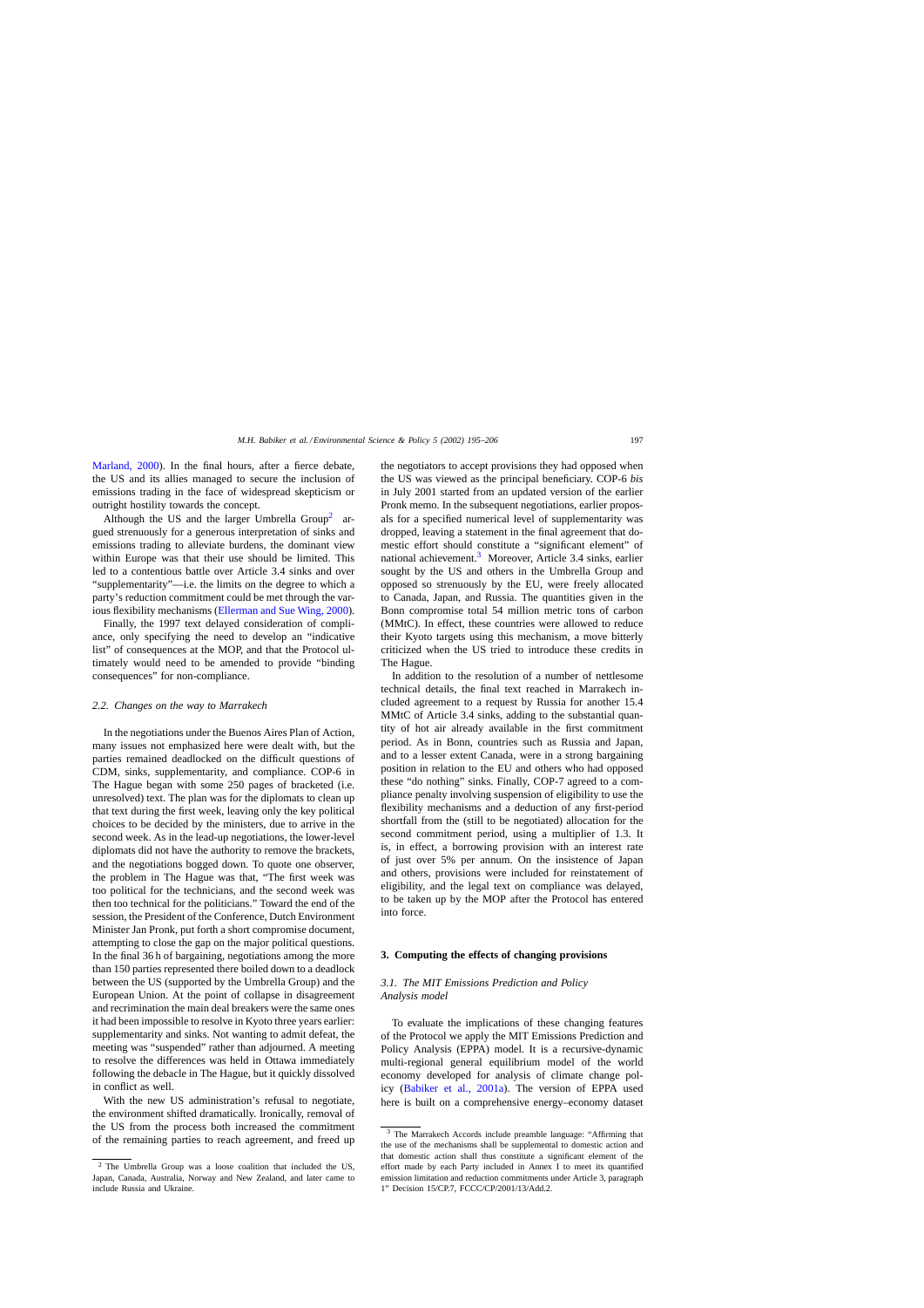Marland, 2000). In the final hours, after a fierce debate, the US and its allies managed to secure the inclusion of emissions trading in the face of widespread skepticism or outright hostility towards the concept.

Although the US and the larger Umbrella Group[2] argued strenuously for a generous interpretation of sinks and emissions trading to alleviate burdens, the dominant view within Europe was that their use should be limited. This led to a contentious battle over Article 3.4 sinks and over "supplementarity"—i.e. the limits on the degree to which a party's reduction commitment could be met through the various flexibility mechanisms (Ellerman and Sue Wing, 2000).

Finally, the 1997 text delayed consideration of compliance, only specifying the need to develop an "indicative list" of consequences at the MOP, and that the Protocol ultimately would need to be amended to provide "binding consequences" for non-compliance.

### 2.2. Changes on the way to Marrakech

In the negotiations under the Buenos Aires Plan of Action, many issues not emphasized here were dealt with, but the parties remained deadlocked on the difficult questions of CDM, sinks, supplementarity, and compliance. COP-6 in The Hague began with some 250 pages of bracketed (i.e. unresolved) text. The plan was for the diplomats to clean up that text during the first week, leaving only the key political choices to be decided by the ministers, due to arrive in the second week. As in the lead-up negotiations, the lower-level diplomats did not have the authority to remove the brackets, and the negotiations bogged down. To quote one observer, the problem in The Hague was that, "The first week was too political for the technicians, and the second week was then too technical for the politicians." Toward the end of the session, the President of the Conference, Dutch Environment Minister Jan Pronk, put forth a short compromise document, attempting to close the gap on the major political questions. In the final 36 h of bargaining, negotiations among the more than 150 parties represented there boiled down to a deadlock between the US (supported by the Umbrella Group) and the European Union. At the point of collapse in disagreement and recrimination the main deal breakers were the same ones it had been impossible to resolve in Kyoto three years earlier: supplementarity and sinks. Not wanting to admit defeat, the meeting was "suspended" rather than adjourned. A meeting to resolve the differences was held in Ottawa immediately following the debacle in The Hague, but it quickly dissolved in conflict as well.

With the new US administration's refusal to negotiate, the environment shifted dramatically. Ironically, removal of the US from the process both increased the commitment of the remaining parties to reach agreement, and freed up the negotiators to accept provisions they had opposed when the US was viewed as the principal beneficiary. COP-6 *bis* in July 2001 started from an updated version of the earlier Pronk memo. In the subsequent negotiations, earlier proposals for a specified numerical level of supplementarity was dropped, leaving a statement in the final agreement that domestic effort should constitute a "significant element" of national achievement.[3] Moreover, Article 3.4 sinks, earlier sought by the US and others in the Umbrella Group and opposed so strenuously by the EU, were freely allocated to Canada, Japan, and Russia. The quantities given in the Bonn compromise total 54 million metric tons of carbon (MMtC). In effect, these countries were allowed to reduce their Kyoto targets using this mechanism, a move bitterly criticized when the US tried to introduce these credits in The Hague.

In addition to the resolution of a number of nettlesome technical details, the final text reached in Marrakech included agreement to a request by Russia for another 15.4 MMtC of Article 3.4 sinks, adding to the substantial quantity of hot air already available in the first commitment period. As in Bonn, countries such as Russia and Japan, and to a lesser extent Canada, were in a strong bargaining position in relation to the EU and others who had opposed these "do nothing" sinks. Finally, COP-7 agreed to a compliance penalty involving suspension of eligibility to use the flexibility mechanisms and a deduction of any first-period shortfall from the (still to be negotiated) allocation for the second commitment period, using a multiplier of 1.3. It is, in effect, a borrowing provision with an interest rate of just over 5% per annum. On the insistence of Japan and others, provisions were included for reinstatement of eligibility, and the legal text on compliance was delayed, to be taken up by the MOP after the Protocol has entered into force.

## 3. Computing the effects of changing provisions

### 3.1. The MIT Emissions Prediction and Policy Analysis model

To evaluate the implications of these changing features of the Protocol we apply the MIT Emissions Prediction and Policy Analysis (EPPA) model. It is a recursive-dynamic multi-regional general equilibrium model of the world economy developed for analysis of climate change policy (Babiker et al., 2001a). The version of EPPA used here is built on a comprehensive energy–economy dataset

---

[2] The Umbrella Group was a loose coalition that included the US, Japan, Canada, Australia, Norway and New Zealand, and later came to include Russia and Ukraine.

[3] The Marrakech Accords include preamble language: "Affirming that the use of the mechanisms shall be supplemental to domestic action and that domestic action shall thus constitute a significant element of the effort made by each Party included in Annex I to meet its quantified emission limitation and reduction commitments under Article 3, paragraph 1" Decision 15/CP.7, FCCC/CP/2001/13/Add.2.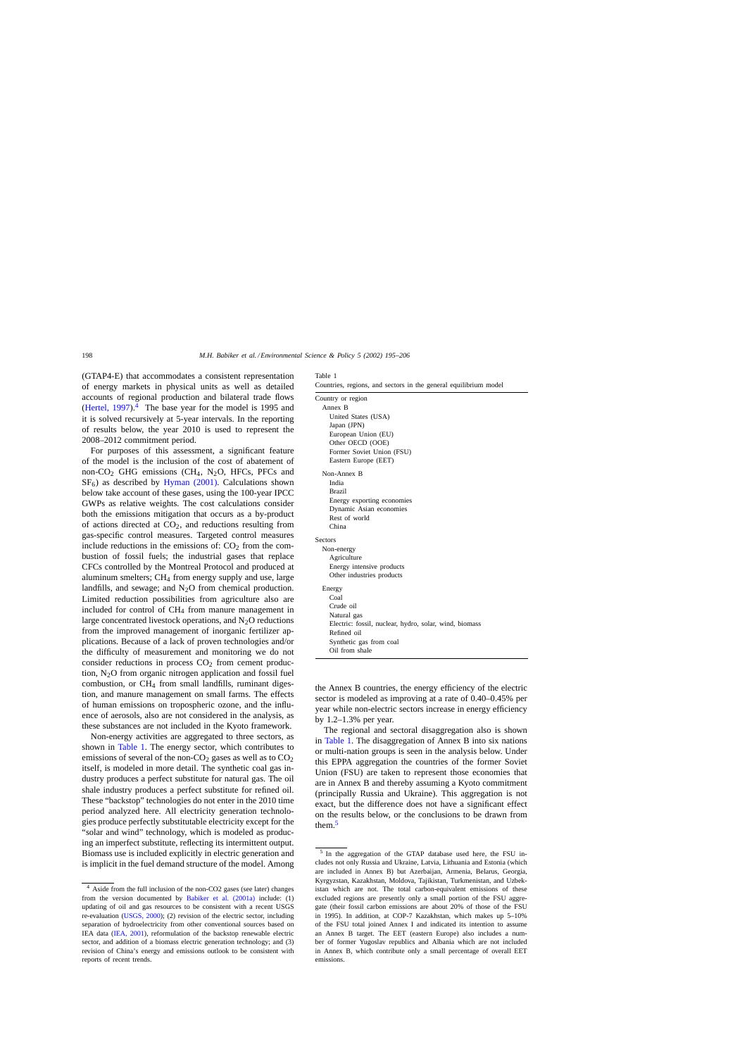(GTAP4-E) that accommodates a consistent representation of energy markets in physical units as well as detailed accounts of regional production and bilateral trade flows (Hertel, 1997).[4] The base year for the model is 1995 and it is solved recursively at 5-year intervals. In the reporting of results below, the year 2010 is used to represent the 2008–2012 commitment period.

For purposes of this assessment, a significant feature of the model is the inclusion of the cost of abatement of non-$CO_2$ GHG emissions ($CH_4$, $N_2O$, HFCs, PFCs and $SF_6$) as described by Hyman (2001). Calculations shown below take account of these gases, using the 100-year IPCC GWPs as relative weights. The cost calculations consider both the emissions mitigation that occurs as a by-product of actions directed at $CO_2$, and reductions resulting from gas-specific control measures. Targeted control measures include reductions in the emissions of: $CO_2$ from the combustion of fossil fuels; the industrial gases that replace CFCs controlled by the Montreal Protocol and produced at aluminum smelters; $CH_4$ from energy supply and use, large landfills, and sewage; and $N_2O$ from chemical production. Limited reduction possibilities from agriculture also are included for control of $CH_4$ from manure management in large concentrated livestock operations, and $N_2O$ reductions from the improved management of inorganic fertilizer applications. Because of a lack of proven technologies and/or the difficulty of measurement and monitoring we do not consider reductions in process $CO_2$ from cement production, $N_2O$ from organic nitrogen application and fossil fuel combustion, or $CH_4$ from small landfills, ruminant digestion, and manure management on small farms. The effects of human emissions on tropospheric ozone, and the influence of aerosols, also are not considered in the analysis, as these substances are not included in the Kyoto framework.

Non-energy activities are aggregated to three sectors, as shown in Table 1. The energy sector, which contributes to emissions of several of the non-$CO_2$ gases as well as to $CO_2$ itself, is modeled in more detail. The synthetic coal gas industry produces a perfect substitute for natural gas. The oil shale industry produces a perfect substitute for refined oil. These "backstop" technologies do not enter in the 2010 time period analyzed here. All electricity generation technologies produce perfectly substitutable electricity except for the "solar and wind" technology, which is modeled as producing an imperfect substitute, reflecting its intermittent output. Biomass use is included explicitly in electric generation and is implicit in the fuel demand structure of the model. Among the Annex B countries, the energy efficiency of the electric sector is modeled as improving at a rate of 0.40–0.45% per year while non-electric sectors increase in energy efficiency by 1.2–1.3% per year.

The regional and sectoral disaggregation also is shown in Table 1. The disaggregation of Annex B into six nations or multi-nation groups is seen in the analysis below. Under this EPPA aggregation the countries of the former Soviet Union (FSU) are taken to represent those economies that are in Annex B and thereby assuming a Kyoto commitment (principally Russia and Ukraine). This aggregation is not exact, but the difference does not have a significant effect on the results below, or the conclusions to be drawn from them.[5]

Table 1
Countries, regions, and sectors in the general equilibrium model

| |
|---|
| **Country or region** |
| Annex B |
| United States (USA) |
| Japan (JPN) |
| European Union (EU) |
| Other OECD (OOE) |
| Former Soviet Union (FSU) |
| Eastern Europe (EET) |
| Non-Annex B |
| India |
| Brazil |
| Energy exporting economies |
| Dynamic Asian economies |
| Rest of world |
| China |
| **Sectors** |
| Non-energy |
| Agriculture |
| Energy intensive products |
| Other industries products |
| Energy |
| Coal |
| Crude oil |
| Natural gas |
| Electric: fossil, nuclear, hydro, solar, wind, biomass |
| Refined oil |
| Synthetic gas from coal |
| Oil from shale |

[4] Aside from the full inclusion of the non-CO2 gases (see later) changes from the version documented by Babiker et al. (2001a) include: (1) updating of oil and gas resources to be consistent with a recent USGS re-evaluation (USGS, 2000); (2) revision of the electric sector, including separation of hydroelectricity from other conventional sources based on IEA data (IEA, 2001), reformulation of the backstop renewable electric sector, and addition of a biomass electric generation technology; and (3) revision of China's energy and emissions outlook to be consistent with reports of recent trends.

[5] In the aggregation of the GTAP database used here, the FSU includes not only Russia and Ukraine, Latvia, Lithuania and Estonia (which are included in Annex B) but Azerbaijan, Armenia, Belarus, Georgia, Kyrgyzstan, Kazakhstan, Moldova, Tajikistan, Turkmenistan, and Uzbekistan which are not. The total carbon-equivalent emissions of these excluded regions are presently only a small portion of the FSU aggregate (their fossil carbon emissions are about 20% of those of the FSU in 1995). In addition, at COP-7 Kazakhstan, which makes up 5–10% of the FSU total joined Annex I and indicated its intention to assume an Annex B target. The EET (eastern Europe) also includes a number of former Yugoslav republics and Albania which are not included in Annex B, which contribute only a small percentage of overall EET emissions.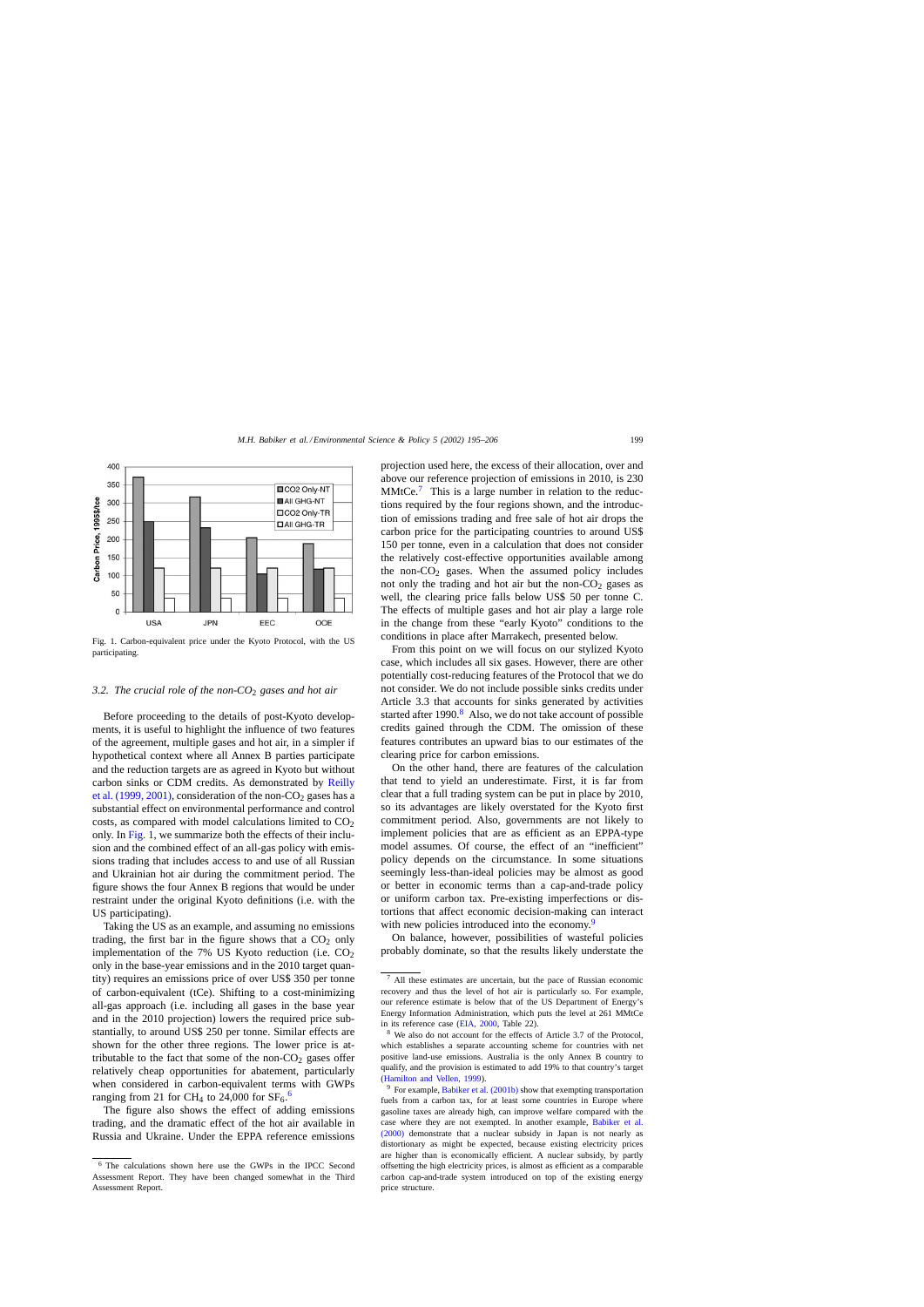Fig. 1. Carbon-equivalent price under the Kyoto Protocol, with the US participating.

### 3.2. The crucial role of the non-$CO_2$ gases and hot air

Before proceeding to the details of post-Kyoto developments, it is useful to highlight the influence of two features of the agreement, multiple gases and hot air, in a simpler if hypothetical context where all Annex B parties participate and the reduction targets are as agreed in Kyoto but without carbon sinks or CDM credits. As demonstrated by Reilly et al. (1999, 2001), consideration of the non-$CO_2$ gases has a substantial effect on environmental performance and control costs, as compared with model calculations limited to $CO_2$ only. In Fig. 1, we summarize both the effects of their inclusion and the combined effect of an all-gas policy with emissions trading that includes access to and use of all Russian and Ukrainian hot air during the commitment period. The figure shows the four Annex B regions that would be under restraint under the original Kyoto definitions (i.e. with the US participating).

Taking the US as an example, and assuming no emissions trading, the first bar in the figure shows that a $CO_2$ only implementation of the 7% US Kyoto reduction (i.e. $CO_2$ only in the base-year emissions and in the 2010 target quantity) requires an emissions price of over US$ 350 per tonne of carbon-equivalent (tCe). Shifting to a cost-minimizing all-gas approach (i.e. including all gases in the base year and in the 2010 projection) lowers the required price substantially, to around US$ 250 per tonne. Similar effects are shown for the other three regions. The lower price is attributable to the fact that some of the non-$CO_2$ gases offer relatively cheap opportunities for abatement, particularly when considered in carbon-equivalent terms with GWPs ranging from 21 for $CH_4$ to 24,000 for $SF_6$.[6]

The figure also shows the effect of adding emissions trading, and the dramatic effect of the hot air available in Russia and Ukraine. Under the EPPA reference emissions projection used here, the excess of their allocation, over and above our reference projection of emissions in 2010, is 230 MMtCe.[7] This is a large number in relation to the reductions required by the four regions shown, and the introduction of emissions trading and free sale of hot air drops the carbon price for the participating countries to around US$ 150 per tonne, even in a calculation that does not consider the relatively cost-effective opportunities available among the non-$CO_2$ gases. When the assumed policy includes not only the trading and hot air but the non-$CO_2$ gases as well, the clearing price falls below US$ 50 per tonne C. The effects of multiple gases and hot air play a large role in the change from these "early Kyoto" conditions to the conditions in place after Marrakech, presented below.

From this point on we will focus on our stylized Kyoto case, which includes all six gases. However, there are other potentially cost-reducing features of the Protocol that we do not consider. We do not include possible sinks credits under Article 3.3 that accounts for sinks generated by activities started after 1990.[8] Also, we do not take account of possible credits gained through the CDM. The omission of these features contributes an upward bias to our estimates of the clearing price for carbon emissions.

On the other hand, there are features of the calculation that tend to yield an underestimate. First, it is far from clear that a full trading system can be put in place by 2010, so its advantages are likely overstated for the Kyoto first commitment period. Also, governments are not likely to implement policies that are as efficient as an EPPA-type model assumes. Of course, the effect of an "inefficient" policy depends on the circumstance. In some situations seemingly less-than-ideal policies may be almost as good or better in economic terms than a cap-and-trade policy or uniform carbon tax. Pre-existing imperfections or distortions that affect economic decision-making can interact with new policies introduced into the economy.[9]

On balance, however, possibilities of wasteful policies probably dominate, so that the results likely understate the

---

[6] The calculations shown here use the GWPs in the IPCC Second Assessment Report. They have been changed somewhat in the Third Assessment Report.

[7] All these estimates are uncertain, but the pace of Russian economic recovery and thus the level of hot air is particularly so. For example, our reference estimate is below that of the US Department of Energy's Energy Information Administration, which puts the level at 261 MMtCe in its reference case (EIA, 2000, Table 22).

[8] We also do not account for the effects of Article 3.7 of the Protocol, which establishes a separate accounting scheme for countries with net positive land-use emissions. Australia is the only Annex B country to qualify, and the provision is estimated to add 19% to that country's target (Hamilton and Vellen, 1999).

[9] For example, Babiker et al. (2001b) show that exempting transportation fuels from a carbon tax, for at least some countries in Europe where gasoline taxes are already high, can improve welfare compared with the case where they are not exempted. In another example, Babiker et al. (2000) demonstrate that a nuclear subsidy in Japan is not nearly as distortionary as might be expected, because existing electricity prices are higher than is economically efficient. A nuclear subsidy, by partly offsetting the high electricity prices, is almost as efficient as a comparable carbon cap-and-trade system introduced on top of the existing energy price structure.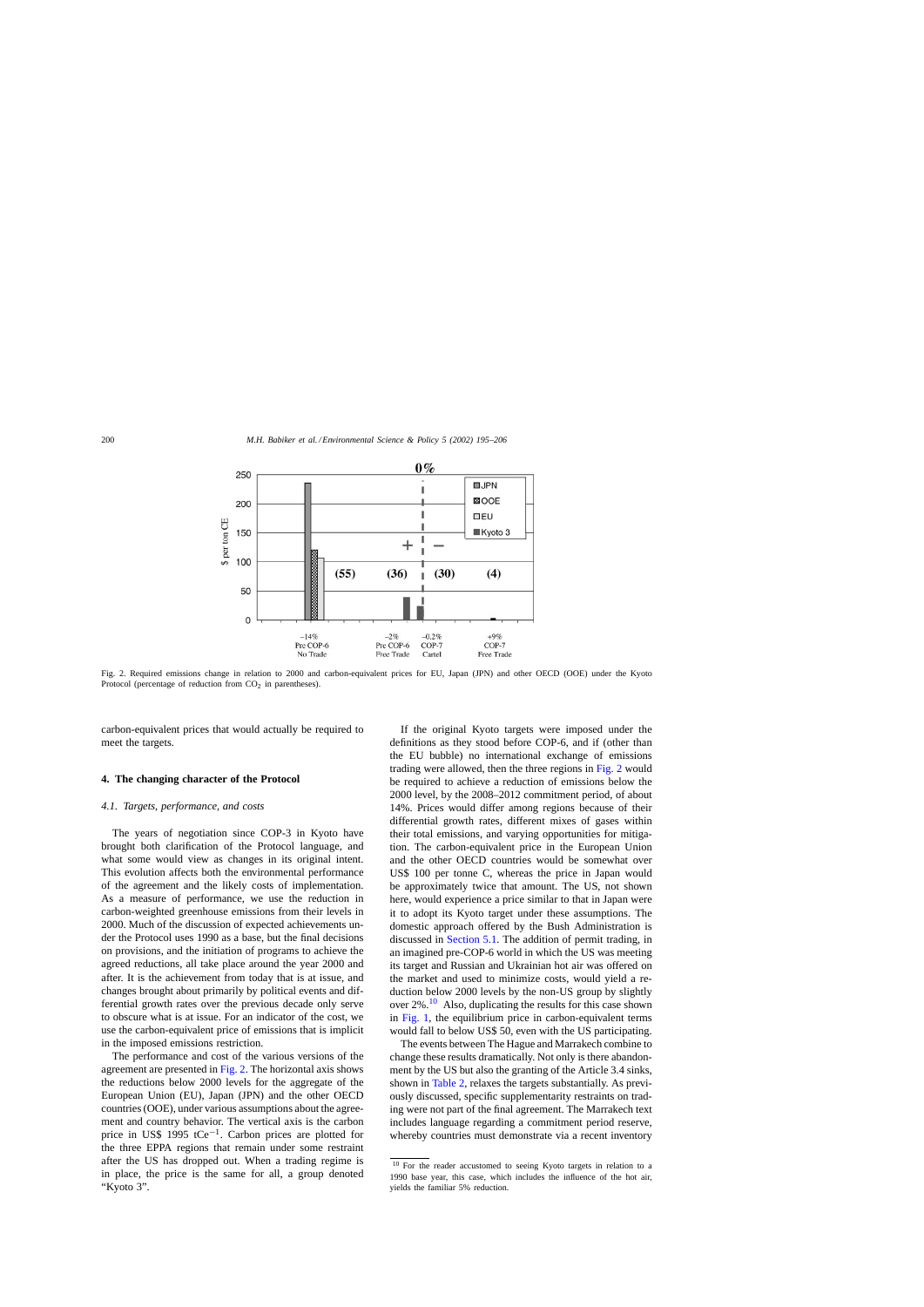Fig. 2. Required emissions change in relation to 2000 and carbon-equivalent prices for EU, Japan (JPN) and other OECD (OOE) under the Kyoto Protocol (percentage of reduction from $CO_2$ in parentheses).

carbon-equivalent prices that would actually be required to meet the targets.

## 4. The changing character of the Protocol

### 4.1. Targets, performance, and costs

The years of negotiation since COP-3 in Kyoto have brought both clarification of the Protocol language, and what some would view as changes in its original intent. This evolution affects both the environmental performance of the agreement and the likely costs of implementation. As a measure of performance, we use the reduction in carbon-weighted greenhouse emissions from their levels in 2000. Much of the discussion of expected achievements under the Protocol uses 1990 as a base, but the final decisions on provisions, and the initiation of programs to achieve the agreed reductions, all take place around the year 2000 and after. It is the achievement from today that is at issue, and changes brought about primarily by political events and differential growth rates over the previous decade only serve to obscure what is at issue. For an indicator of the cost, we use the carbon-equivalent price of emissions that is implicit in the imposed emissions restriction.

The performance and cost of the various versions of the agreement are presented in Fig. 2. The horizontal axis shows the reductions below 2000 levels for the aggregate of the European Union (EU), Japan (JPN) and the other OECD countries (OOE), under various assumptions about the agreement and country behavior. The vertical axis is the carbon price in US\$ 1995 $tCe^{-1}$. Carbon prices are plotted for the three EPPA regions that remain under some restraint after the US has dropped out. When a trading regime is in place, the price is the same for all, a group denoted "Kyoto 3".

If the original Kyoto targets were imposed under the definitions as they stood before COP-6, and if (other than the EU bubble) no international exchange of emissions trading were allowed, then the three regions in Fig. 2 would be required to achieve a reduction of emissions below the 2000 level, by the 2008–2012 commitment period, of about 14%. Prices would differ among regions because of their differential growth rates, different mixes of gases within their total emissions, and varying opportunities for mitigation. The carbon-equivalent price in the European Union and the other OECD countries would be somewhat over US\$ 100 per tonne C, whereas the price in Japan would be approximately twice that amount. The US, not shown here, would experience a price similar to that in Japan were it to adopt its Kyoto target under these assumptions. The domestic approach offered by the Bush Administration is discussed in Section 5.1. The addition of permit trading, in an imagined pre-COP-6 world in which the US was meeting its target and Russian and Ukrainian hot air was offered on the market and used to minimize costs, would yield a reduction below 2000 levels by the non-US group by slightly over 2%.[10] Also, duplicating the results for this case shown in Fig. 1, the equilibrium price in carbon-equivalent terms would fall to below US\$ 50, even with the US participating.

The events between The Hague and Marrakech combine to change these results dramatically. Not only is there abandonment by the US but also the granting of the Article 3.4 sinks, shown in Table 2, relaxes the targets substantially. As previously discussed, specific supplementarity restraints on trading were not part of the final agreement. The Marrakech text includes language regarding a commitment period reserve, whereby countries must demonstrate via a recent inventory

[10] For the reader accustomed to seeing Kyoto targets in relation to a 1990 base year, this case, which includes the influence of the hot air, yields the familiar 5% reduction.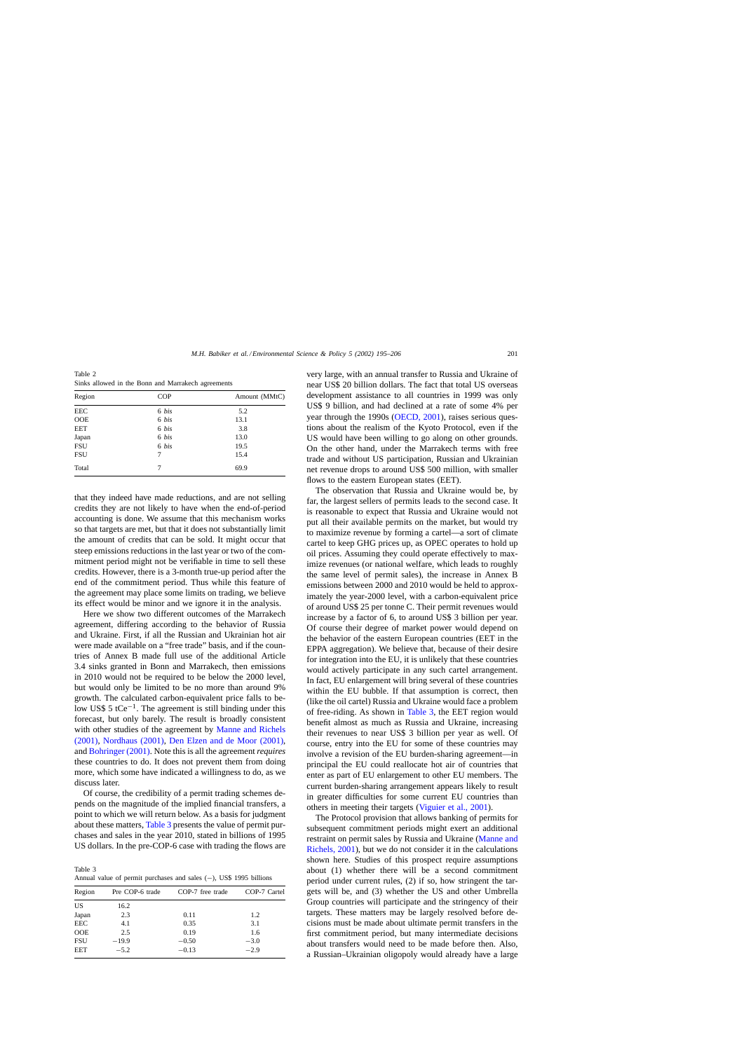Table 2
Sinks allowed in the Bonn and Marrakech agreements

| Region | COP | Amount (MMtC) |
|---|---|---|
| EEC | 6 *bis* | 5.2 |
| OOE | 6 *bis* | 13.1 |
| EET | 6 *bis* | 3.8 |
| Japan | 6 *bis* | 13.0 |
| FSU | 6 *bis* | 19.5 |
| FSU | 7 | 15.4 |
| Total | 7 | 69.9 |

that they indeed have made reductions, and are not selling credits they are not likely to have when the end-of-period accounting is done. We assume that this mechanism works so that targets are met, but that it does not substantially limit the amount of credits that can be sold. It might occur that steep emissions reductions in the last year or two of the commitment period might not be verifiable in time to sell these credits. However, there is a 3-month true-up period after the end of the commitment period. Thus while this feature of the agreement may place some limits on trading, we believe its effect would be minor and we ignore it in the analysis.

Here we show two different outcomes of the Marrakech agreement, differing according to the behavior of Russia and Ukraine. First, if all the Russian and Ukrainian hot air were made available on a "free trade" basis, and if the countries of Annex B made full use of the additional Article 3.4 sinks granted in Bonn and Marrakech, then emissions in 2010 would not be required to be below the 2000 level, but would only be limited to be no more than around 9% growth. The calculated carbon-equivalent price falls to below US\$ 5 $tCe^{-1}$. The agreement is still binding under this forecast, but only barely. The result is broadly consistent with other studies of the agreement by Manne and Richels (2001), Nordhaus (2001), Den Elzen and de Moor (2001), and Bohringer (2001). Note this is all the agreement *requires* these countries to do. It does not prevent them from doing more, which some have indicated a willingness to do, as we discuss later.

Of course, the credibility of a permit trading schemes depends on the magnitude of the implied financial transfers, a point to which we will return below. As a basis for judgment about these matters, Table 3 presents the value of permit purchases and sales in the year 2010, stated in billions of 1995 US dollars. In the pre-COP-6 case with trading the flows are

Table 3
Annual value of permit purchases and sales (−), US\$ 1995 billions

| Region | Pre COP-6 trade | COP-7 free trade | COP-7 Cartel |
|---|---|---|---|
| US | 16.2 | | |
| Japan | 2.3 | 0.11 | 1.2 |
| EEC | 4.1 | 0.35 | 3.1 |
| OOE | 2.5 | 0.19 | 1.6 |
| FSU | −19.9 | −0.50 | −3.0 |
| EET | −5.2 | −0.13 | −2.9 |

very large, with an annual transfer to Russia and Ukraine of near US\$ 20 billion dollars. The fact that total US overseas development assistance to all countries in 1999 was only US\$ 9 billion, and had declined at a rate of some 4% per year through the 1990s (OECD, 2001), raises serious questions about the realism of the Kyoto Protocol, even if the US would have been willing to go along on other grounds. On the other hand, under the Marrakech terms with free trade and without US participation, Russian and Ukrainian net revenue drops to around US\$ 500 million, with smaller flows to the eastern European states (EET).

The observation that Russia and Ukraine would be, by far, the largest sellers of permits leads to the second case. It is reasonable to expect that Russia and Ukraine would not put all their available permits on the market, but would try to maximize revenue by forming a cartel—a sort of climate cartel to keep GHG prices up, as OPEC operates to hold up oil prices. Assuming they could operate effectively to maximize revenues (or national welfare, which leads to roughly the same level of permit sales), the increase in Annex B emissions between 2000 and 2010 would be held to approximately the year-2000 level, with a carbon-equivalent price of around US\$ 25 per tonne C. Their permit revenues would increase by a factor of 6, to around US\$ 3 billion per year. Of course their degree of market power would depend on the behavior of the eastern European countries (EET in the EPPA aggregation). We believe that, because of their desire for integration into the EU, it is unlikely that these countries would actively participate in any such cartel arrangement. In fact, EU enlargement will bring several of these countries within the EU bubble. If that assumption is correct, then (like the oil cartel) Russia and Ukraine would face a problem of free-riding. As shown in Table 3, the EET region would benefit almost as much as Russia and Ukraine, increasing their revenues to near US\$ 3 billion per year as well. Of course, entry into the EU for some of these countries may involve a revision of the EU burden-sharing agreement—in principal the EU could reallocate hot air of countries that enter as part of EU enlargement to other EU members. The current burden-sharing arrangement appears likely to result in greater difficulties for some current EU countries than others in meeting their targets (Viguier et al., 2001).

The Protocol provision that allows banking of permits for subsequent commitment periods might exert an additional restraint on permit sales by Russia and Ukraine (Manne and Richels, 2001), but we do not consider it in the calculations shown here. Studies of this prospect require assumptions about (1) whether there will be a second commitment period under current rules, (2) if so, how stringent the targets will be, and (3) whether the US and other Umbrella Group countries will participate and the stringency of their targets. These matters may be largely resolved before decisions must be made about ultimate permit transfers in the first commitment period, but many intermediate decisions about transfers would need to be made before then. Also, a Russian–Ukrainian oligopoly would already have a large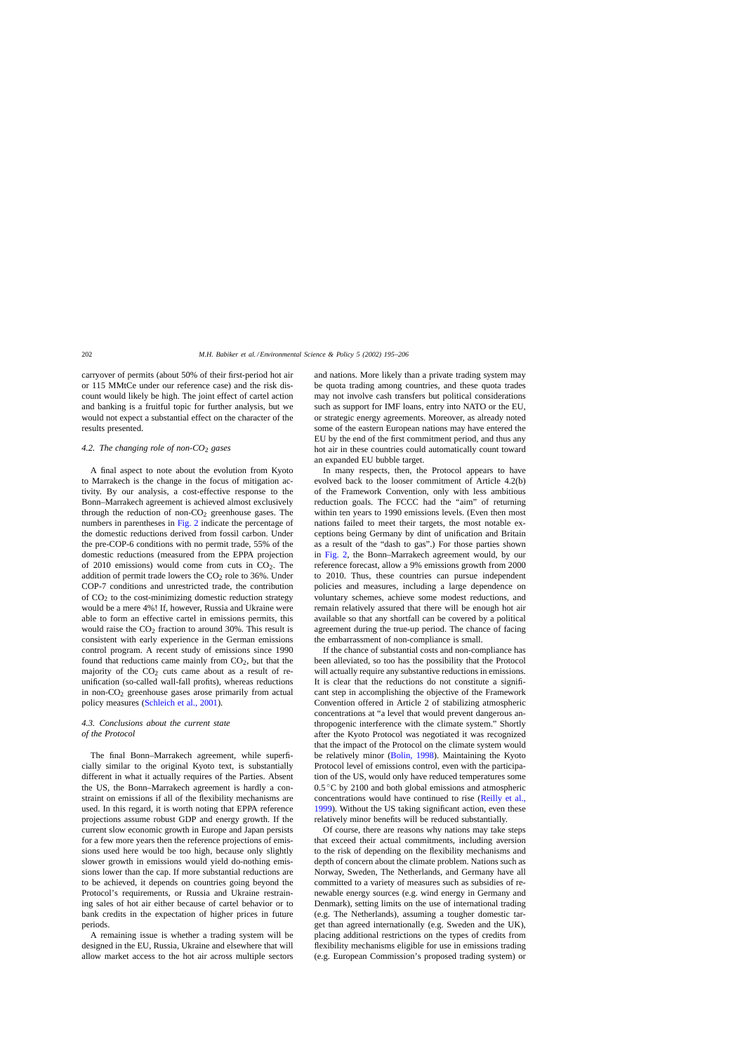carryover of permits (about 50% of their first-period hot air or 115 MMtCe under our reference case) and the risk discount would likely be high. The joint effect of cartel action and banking is a fruitful topic for further analysis, but we would not expect a substantial effect on the character of the results presented.

### 4.2. The changing role of non-$CO_2$ gases

A final aspect to note about the evolution from Kyoto to Marrakech is the change in the focus of mitigation activity. By our analysis, a cost-effective response to the Bonn–Marrakech agreement is achieved almost exclusively through the reduction of non-$CO_2$ greenhouse gases. The numbers in parentheses in Fig. 2 indicate the percentage of the domestic reductions derived from fossil carbon. Under the pre-COP-6 conditions with no permit trade, 55% of the domestic reductions (measured from the EPPA projection of 2010 emissions) would come from cuts in $CO_2$. The addition of permit trade lowers the $CO_2$ role to 36%. Under COP-7 conditions and unrestricted trade, the contribution of $CO_2$ to the cost-minimizing domestic reduction strategy would be a mere 4%! If, however, Russia and Ukraine were able to form an effective cartel in emissions permits, this would raise the $CO_2$ fraction to around 30%. This result is consistent with early experience in the German emissions control program. A recent study of emissions since 1990 found that reductions came mainly from $CO_2$, but that the majority of the $CO_2$ cuts came about as a result of re-unification (so-called wall-fall profits), whereas reductions in non-$CO_2$ greenhouse gases arose primarily from actual policy measures (Schleich et al., 2001).

### 4.3. Conclusions about the current state of the Protocol

The final Bonn–Marrakech agreement, while superficially similar to the original Kyoto text, is substantially different in what it actually requires of the Parties. Absent the US, the Bonn–Marrakech agreement is hardly a constraint on emissions if all of the flexibility mechanisms are used. In this regard, it is worth noting that EPPA reference projections assume robust GDP and energy growth. If the current slow economic growth in Europe and Japan persists for a few more years then the reference projections of emissions used here would be too high, because only slightly slower growth in emissions would yield do-nothing emissions lower than the cap. If more substantial reductions are to be achieved, it depends on countries going beyond the Protocol's requirements, or Russia and Ukraine restraining sales of hot air either because of cartel behavior or to bank credits in the expectation of higher prices in future periods.

A remaining issue is whether a trading system will be designed in the EU, Russia, Ukraine and elsewhere that will allow market access to the hot air across multiple sectors and nations. More likely than a private trading system may be quota trading among countries, and these quota trades may not involve cash transfers but political considerations such as support for IMF loans, entry into NATO or the EU, or strategic energy agreements. Moreover, as already noted some of the eastern European nations may have entered the EU by the end of the first commitment period, and thus any hot air in these countries could automatically count toward an expanded EU bubble target.

In many respects, then, the Protocol appears to have evolved back to the looser commitment of Article 4.2(b) of the Framework Convention, only with less ambitious reduction goals. The FCCC had the "aim" of returning within ten years to 1990 emissions levels. (Even then most nations failed to meet their targets, the most notable exceptions being Germany by dint of unification and Britain as a result of the "dash to gas".) For those parties shown in Fig. 2, the Bonn–Marrakech agreement would, by our reference forecast, allow a 9% emissions growth from 2000 to 2010. Thus, these countries can pursue independent policies and measures, including a large dependence on voluntary schemes, achieve some modest reductions, and remain relatively assured that there will be enough hot air available so that any shortfall can be covered by a political agreement during the true-up period. The chance of facing the embarrassment of non-compliance is small.

If the chance of substantial costs and non-compliance has been alleviated, so too has the possibility that the Protocol will actually require any substantive reductions in emissions. It is clear that the reductions do not constitute a significant step in accomplishing the objective of the Framework Convention offered in Article 2 of stabilizing atmospheric concentrations at "a level that would prevent dangerous anthropogenic interference with the climate system." Shortly after the Kyoto Protocol was negotiated it was recognized that the impact of the Protocol on the climate system would be relatively minor (Bolin, 1998). Maintaining the Kyoto Protocol level of emissions control, even with the participation of the US, would only have reduced temperatures some 0.5 °C by 2100 and both global emissions and atmospheric concentrations would have continued to rise (Reilly et al., 1999). Without the US taking significant action, even these relatively minor benefits will be reduced substantially.

Of course, there are reasons why nations may take steps that exceed their actual commitments, including aversion to the risk of depending on the flexibility mechanisms and depth of concern about the climate problem. Nations such as Norway, Sweden, The Netherlands, and Germany have all committed to a variety of measures such as subsidies of renewable energy sources (e.g. wind energy in Germany and Denmark), setting limits on the use of international trading (e.g. The Netherlands), assuming a tougher domestic target than agreed internationally (e.g. Sweden and the UK), placing additional restrictions on the types of credits from flexibility mechanisms eligible for use in emissions trading (e.g. European Commission's proposed trading system) or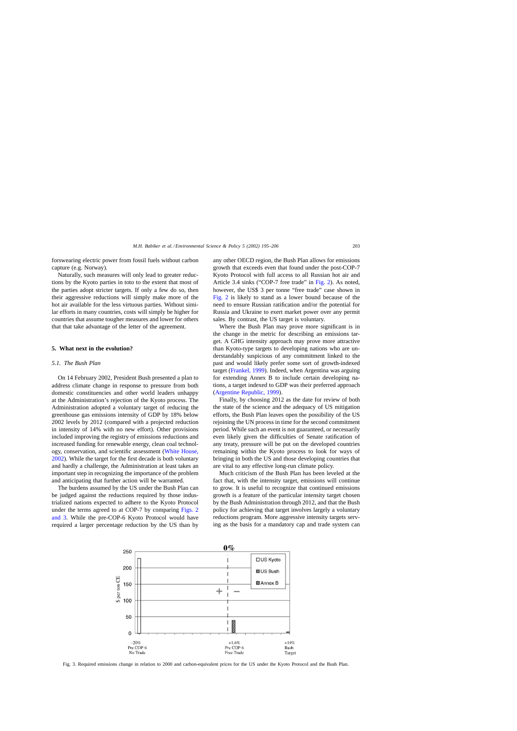forswearing electric power from fossil fuels without carbon capture (e.g. Norway).

Naturally, such measures will only lead to greater reductions by the Kyoto parties in toto to the extent that most of the parties adopt stricter targets. If only a few do so, then their aggressive reductions will simply make more of the hot air available for the less virtuous parties. Without similar efforts in many countries, costs will simply be higher for countries that assume tougher measures and lower for others that that take advantage of the letter of the agreement.

## 5. What next in the evolution?

### 5.1. The Bush Plan

On 14 February 2002, President Bush presented a plan to address climate change in response to pressure from both domestic constituencies and other world leaders unhappy at the Administration's rejection of the Kyoto process. The Administration adopted a voluntary target of reducing the greenhouse gas emissions intensity of GDP by 18% below 2002 levels by 2012 (compared with a projected reduction in intensity of 14% with no new effort). Other provisions included improving the registry of emissions reductions and increased funding for renewable energy, clean coal technology, conservation, and scientific assessment (White House, 2002). While the target for the first decade is both voluntary and hardly a challenge, the Administration at least takes an important step in recognizing the importance of the problem and anticipating that further action will be warranted.

The burdens assumed by the US under the Bush Plan can be judged against the reductions required by those industrialized nations expected to adhere to the Kyoto Protocol under the terms agreed to at COP-7 by comparing Figs. 2 and 3. While the pre-COP-6 Kyoto Protocol would have required a larger percentage reduction by the US than by any other OECD region, the Bush Plan allows for emissions growth that exceeds even that found under the post-COP-7 Kyoto Protocol with full access to all Russian hot air and Article 3.4 sinks ("COP-7 free trade" in Fig. 2). As noted, however, the US$ 3 per tonne "free trade" case shown in Fig. 2 is likely to stand as a lower bound because of the need to ensure Russian ratification and/or the potential for Russia and Ukraine to exert market power over any permit sales. By contrast, the US target is voluntary.

Where the Bush Plan may prove more significant is in the change in the metric for describing an emissions target. A GHG intensity approach may prove more attractive than Kyoto-type targets to developing nations who are understandably suspicious of any commitment linked to the past and would likely prefer some sort of growth-indexed target (Frankel, 1999). Indeed, when Argentina was arguing for extending Annex B to include certain developing nations, a target indexed to GDP was their preferred approach (Argentine Republic, 1999).

Finally, by choosing 2012 as the date for review of both the state of the science and the adequacy of US mitigation efforts, the Bush Plan leaves open the possibility of the US rejoining the UN process in time for the second commitment period. While such an event is not guaranteed, or necessarily even likely given the difficulties of Senate ratification of any treaty, pressure will be put on the developed countries remaining within the Kyoto process to look for ways of bringing in both the US and those developing countries that are vital to any effective long-run climate policy.

Much criticism of the Bush Plan has been leveled at the fact that, with the intensity target, emissions will continue to grow. It is useful to recognize that continued emissions growth is a feature of the particular intensity target chosen by the Bush Administration through 2012, and that the Bush policy for achieving that target involves largely a voluntary reductions program. More aggressive intensity targets serving as the basis for a mandatory cap and trade system can

Fig. 3. Required emissions change in relation to 2000 and carbon-equivalent prices for the US under the Kyoto Protocol and the Bush Plan.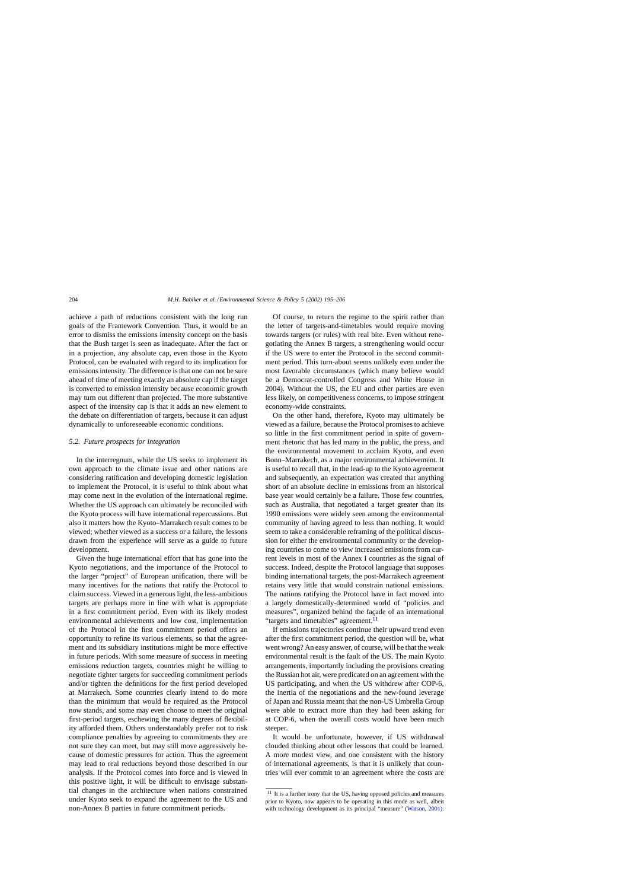achieve a path of reductions consistent with the long run goals of the Framework Convention. Thus, it would be an error to dismiss the emissions intensity concept on the basis that the Bush target is seen as inadequate. After the fact or in a projection, any absolute cap, even those in the Kyoto Protocol, can be evaluated with regard to its implication for emissions intensity. The difference is that one can not be sure ahead of time of meeting exactly an absolute cap if the target is converted to emission intensity because economic growth may turn out different than projected. The more substantive aspect of the intensity cap is that it adds an new element to the debate on differentiation of targets, because it can adjust dynamically to unforeseeable economic conditions.

### 5.2. Future prospects for integration

In the interregnum, while the US seeks to implement its own approach to the climate issue and other nations are considering ratification and developing domestic legislation to implement the Protocol, it is useful to think about what may come next in the evolution of the international regime. Whether the US approach can ultimately be reconciled with the Kyoto process will have international repercussions. But also it matters how the Kyoto–Marrakech result comes to be viewed; whether viewed as a success or a failure, the lessons drawn from the experience will serve as a guide to future development.

Given the huge international effort that has gone into the Kyoto negotiations, and the importance of the Protocol to the larger "project" of European unification, there will be many incentives for the nations that ratify the Protocol to claim success. Viewed in a generous light, the less-ambitious targets are perhaps more in line with what is appropriate in a first commitment period. Even with its likely modest environmental achievements and low cost, implementation of the Protocol in the first commitment period offers an opportunity to refine its various elements, so that the agreement and its subsidiary institutions might be more effective in future periods. With some measure of success in meeting emissions reduction targets, countries might be willing to negotiate tighter targets for succeeding commitment periods and/or tighten the definitions for the first period developed at Marrakech. Some countries clearly intend to do more than the minimum that would be required as the Protocol now stands, and some may even choose to meet the original first-period targets, eschewing the many degrees of flexibility afforded them. Others understandably prefer not to risk compliance penalties by agreeing to commitments they are not sure they can meet, but may still move aggressively because of domestic pressures for action. Thus the agreement may lead to real reductions beyond those described in our analysis. If the Protocol comes into force and is viewed in this positive light, it will be difficult to envisage substantial changes in the architecture when nations constrained under Kyoto seek to expand the agreement to the US and non-Annex B parties in future commitment periods.

Of course, to return the regime to the spirit rather than the letter of targets-and-timetables would require moving towards targets (or rules) with real bite. Even without renegotiating the Annex B targets, a strengthening would occur if the US were to enter the Protocol in the second commitment period. This turn-about seems unlikely even under the most favorable circumstances (which many believe would be a Democrat-controlled Congress and White House in 2004). Without the US, the EU and other parties are even less likely, on competitiveness concerns, to impose stringent economy-wide constraints.

On the other hand, therefore, Kyoto may ultimately be viewed as a failure, because the Protocol promises to achieve so little in the first commitment period in spite of government rhetoric that has led many in the public, the press, and the environmental movement to acclaim Kyoto, and even Bonn–Marrakech, as a major environmental achievement. It is useful to recall that, in the lead-up to the Kyoto agreement and subsequently, an expectation was created that anything short of an absolute decline in emissions from an historical base year would certainly be a failure. Those few countries, such as Australia, that negotiated a target greater than its 1990 emissions were widely seen among the environmental community of having agreed to less than nothing. It would seem to take a considerable reframing of the political discussion for either the environmental community or the developing countries to come to view increased emissions from current levels in most of the Annex I countries as the signal of success. Indeed, despite the Protocol language that supposes binding international targets, the post-Marrakech agreement retains very little that would constrain national emissions. The nations ratifying the Protocol have in fact moved into a largely domestically-determined world of "policies and measures", organized behind the façade of an international "targets and timetables" agreement.[11]

If emissions trajectories continue their upward trend even after the first commitment period, the question will be, what went wrong? An easy answer, of course, will be that the weak environmental result is the fault of the US. The main Kyoto arrangements, importantly including the provisions creating the Russian hot air, were predicated on an agreement with the US participating, and when the US withdrew after COP-6, the inertia of the negotiations and the new-found leverage of Japan and Russia meant that the non-US Umbrella Group were able to extract more than they had been asking for at COP-6, when the overall costs would have been much steeper.

It would be unfortunate, however, if US withdrawal clouded thinking about other lessons that could be learned. A more modest view, and one consistent with the history of international agreements, is that it is unlikely that countries will ever commit to an agreement where the costs are

[11] It is a further irony that the US, having opposed policies and measures prior to Kyoto, now appears to be operating in this mode as well, albeit with technology development as its principal "measure" (Watson, 2001).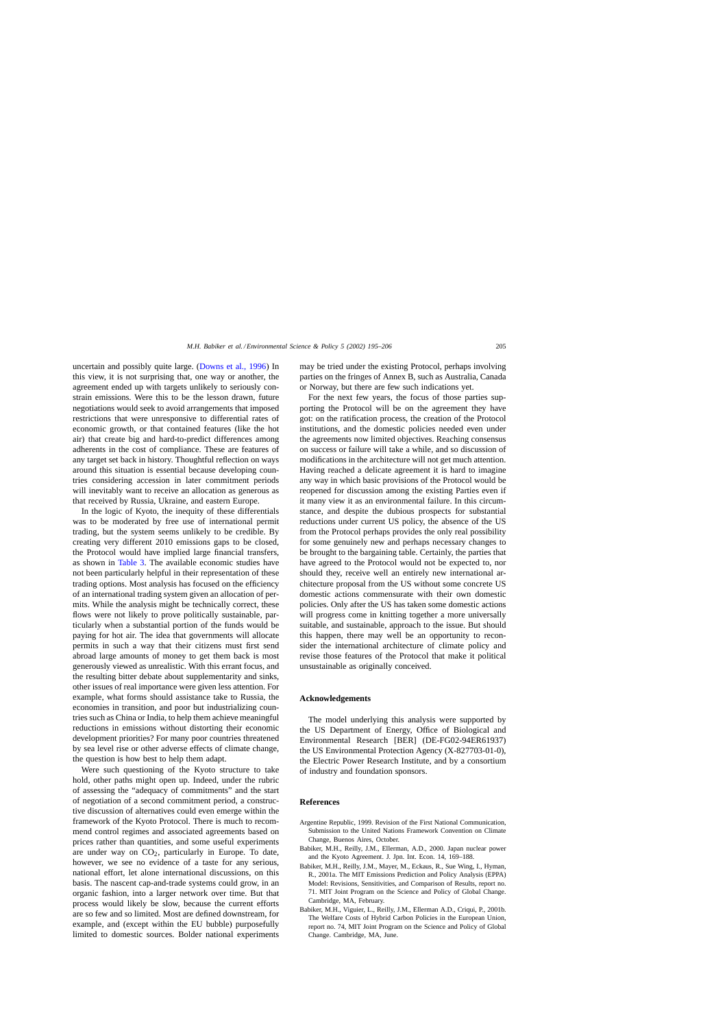uncertain and possibly quite large. (Downs et al., 1996) In this view, it is not surprising that, one way or another, the agreement ended up with targets unlikely to seriously constrain emissions. Were this to be the lesson drawn, future negotiations would seek to avoid arrangements that imposed restrictions that were unresponsive to differential rates of economic growth, or that contained features (like the hot air) that create big and hard-to-predict differences among adherents in the cost of compliance. These are features of any target set back in history. Thoughtful reflection on ways around this situation is essential because developing countries considering accession in later commitment periods will inevitably want to receive an allocation as generous as that received by Russia, Ukraine, and eastern Europe.

In the logic of Kyoto, the inequity of these differentials was to be moderated by free use of international permit trading, but the system seems unlikely to be credible. By creating very different 2010 emissions gaps to be closed, the Protocol would have implied large financial transfers, as shown in Table 3. The available economic studies have not been particularly helpful in their representation of these trading options. Most analysis has focused on the efficiency of an international trading system given an allocation of permits. While the analysis might be technically correct, these flows were not likely to prove politically sustainable, particularly when a substantial portion of the funds would be paying for hot air. The idea that governments will allocate permits in such a way that their citizens must first send abroad large amounts of money to get them back is most generously viewed as unrealistic. With this errant focus, and the resulting bitter debate about supplementarity and sinks, other issues of real importance were given less attention. For example, what forms should assistance take to Russia, the economies in transition, and poor but industrializing countries such as China or India, to help them achieve meaningful reductions in emissions without distorting their economic development priorities? For many poor countries threatened by sea level rise or other adverse effects of climate change, the question is how best to help them adapt.

Were such questioning of the Kyoto structure to take hold, other paths might open up. Indeed, under the rubric of assessing the "adequacy of commitments" and the start of negotiation of a second commitment period, a constructive discussion of alternatives could even emerge within the framework of the Kyoto Protocol. There is much to recommend control regimes and associated agreements based on prices rather than quantities, and some useful experiments are under way on $CO_2$, particularly in Europe. To date, however, we see no evidence of a taste for any serious, national effort, let alone international discussions, on this basis. The nascent cap-and-trade systems could grow, in an organic fashion, into a larger network over time. But that process would likely be slow, because the current efforts are so few and so limited. Most are defined downstream, for example, and (except within the EU bubble) purposefully limited to domestic sources. Bolder national experiments may be tried under the existing Protocol, perhaps involving parties on the fringes of Annex B, such as Australia, Canada or Norway, but there are few such indications yet.

For the next few years, the focus of those parties supporting the Protocol will be on the agreement they have got: on the ratification process, the creation of the Protocol institutions, and the domestic policies needed even under the agreements now limited objectives. Reaching consensus on success or failure will take a while, and so discussion of modifications in the architecture will not get much attention. Having reached a delicate agreement it is hard to imagine any way in which basic provisions of the Protocol would be reopened for discussion among the existing Parties even if it many view it as an environmental failure. In this circumstance, and despite the dubious prospects for substantial reductions under current US policy, the absence of the US from the Protocol perhaps provides the only real possibility for some genuinely new and perhaps necessary changes to be brought to the bargaining table. Certainly, the parties that have agreed to the Protocol would not be expected to, nor should they, receive well an entirely new international architecture proposal from the US without some concrete US domestic actions commensurate with their own domestic policies. Only after the US has taken some domestic actions will progress come in knitting together a more universally suitable, and sustainable, approach to the issue. But should this happen, there may well be an opportunity to reconsider the international architecture of climate policy and revise those features of the Protocol that make it political unsustainable as originally conceived.

## Acknowledgements

The model underlying this analysis were supported by the US Department of Energy, Office of Biological and Environmental Research [BER] (DE-FG02-94ER61937) the US Environmental Protection Agency (X-827703-01-0), the Electric Power Research Institute, and by a consortium of industry and foundation sponsors.

## References

Argentine Republic, 1999. Revision of the First National Communication, Submission to the United Nations Framework Convention on Climate Change, Buenos Aires, October.

Babiker, M.H., Reilly, J.M., Ellerman, A.D., 2000. Japan nuclear power and the Kyoto Agreement. J. Jpn. Int. Econ. 14, 169–188.

Babiker, M.H., Reilly, J.M., Mayer, M., Eckaus, R., Sue Wing, I., Hyman, R., 2001a. The MIT Emissions Prediction and Policy Analysis (EPPA) Model: Revisions, Sensitivities, and Comparison of Results, report no. 71. MIT Joint Program on the Science and Policy of Global Change. Cambridge, MA, February.

Babiker, M.H., Viguier, L., Reilly, J.M., Ellerman A.D., Criqui, P., 2001b. The Welfare Costs of Hybrid Carbon Policies in the European Union, report no. 74, MIT Joint Program on the Science and Policy of Global Change. Cambridge, MA, June.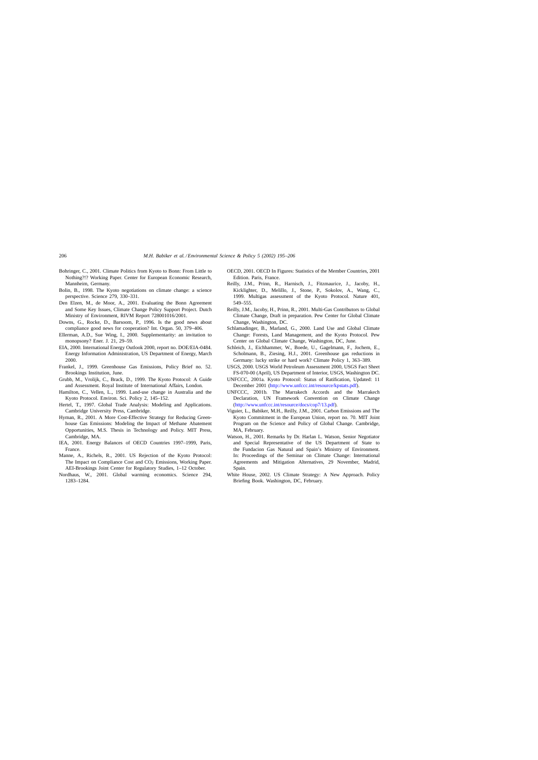Bohringer, C., 2001. Climate Politics from Kyoto to Bonn: From Little to Nothing?!? Working Paper. Center for European Economic Research, Mannheim, Germany.

Bolin, B., 1998. The Kyoto negotiations on climate change: a science perspective. Science 279, 330–331.

Den Elzen, M., de Moor, A., 2001. Evaluating the Bonn Agreement and Some Key Issues, Climate Change Policy Support Project. Dutch Ministry of Environment, RIVM Report 728001016/2001.

Downs, G., Rocke, D., Barsoom, P., 1996. Is the good news about compliance good news for cooperation? Int. Organ. 50, 379–406.

Ellerman, A.D., Sue Wing, I., 2000. Supplementarity: an invitation to monopsony? Ener. J. 21, 29–59.

EIA, 2000. International Energy Outlook 2000, report no. DOE/EIA-0484. Energy Information Administration, US Department of Energy, March 2000.

Frankel, J., 1999. Greenhouse Gas Emissions, Policy Brief no. 52. Brookings Institution, June.

Grubb, M., Vrolijk, C., Brack, D., 1999. The Kyoto Protocol: A Guide and Assessment. Royal Institute of International Affairs, London.

Hamilton, C., Vellen, L., 1999. Land-use change in Australia and the Kyoto Protocol. Environ. Sci. Policy 2, 145–152.

Hertel, T., 1997. Global Trade Analysis: Modeling and Applications. Cambridge University Press, Cambridge.

Hyman, R., 2001. A More Cost-Effective Strategy for Reducing Greenhouse Gas Emissions: Modeling the Impact of Methane Abatement Opportunities, M.S. Thesis in Technology and Policy. MIT Press, Cambridge, MA.

IEA, 2001. Energy Balances of OECD Countries 1997–1999, Paris, France.

Manne, A., Richels, R., 2001. US Rejection of the Kyoto Protocol: The Impact on Compliance Cost and $CO_2$ Emissions, Working Paper. AEI-Brookings Joint Center for Regulatory Studies, 1–12 October.

Nordhaus, W., 2001. Global warming economics. Science 294, 1283–1284.

OECD, 2001. OECD In Figures: Statistics of the Member Countries, 2001 Edition. Paris, France.

Reilly, J.M., Prinn, R., Harnisch, J., Fitzmaurice, J., Jacoby, H., Kicklighter, D., Melillo, J., Stone, P., Sokolov, A., Wang, C., 1999. Multigas assessment of the Kyoto Protocol. Nature 401, 549–555.

Reilly, J.M., Jacoby, H., Prinn, R., 2001. Multi-Gas Contributors to Global Climate Change, Draft in preparation. Pew Center for Global Climate Change, Washington, DC.

Schlamadinger, B., Marland, G., 2000. Land Use and Global Climate Change: Forests, Land Management, and the Kyoto Protocol. Pew Center on Global Climate Change, Washington, DC, June.

Schleich, J., Eichhammer, W., Boede, U., Gagelmann, F., Jochem, E., Scholmann, B., Ziesing, H.J., 2001. Greenhouse gas reductions in Germany: lucky strike or hard work? Climate Policy 1, 363–389.

USGS, 2000. USGS World Petroleum Assessment 2000, USGS Fact Sheet FS-070-00 (April), US Department of Interior, USGS, Washington DC.

UNFCCC, 2001a. Kyoto Protocol: Status of Ratification, Updated: 11 December 2001 (http://www.unfccc.int/resource/kpstats.pdf).

UNFCCC, 2001b. The Marrakech Accords and the Marrakech Declaration, UN Framework Convention on Climate Change (http://www.unfccc.int/resource/docs/cop7/13.pdf).

Viguier, L., Babiker, M.H., Reilly, J.M., 2001. Carbon Emissions and The Kyoto Commitment in the European Union, report no. 70. MIT Joint Program on the Science and Policy of Global Change. Cambridge, MA, February.

Watson, H., 2001. Remarks by Dr. Harlan L. Watson, Senior Negotiator and Special Representative of the US Department of State to the Fundacion Gas Natural and Spain's Ministry of Environment. In: Proceedings of the Seminar on Climate Change: International Agreements and Mitigation Alternatives, 29 November, Madrid, Spain.

White House, 2002. US Climate Strategy: A New Approach. Policy Briefing Book. Washington, DC, February.